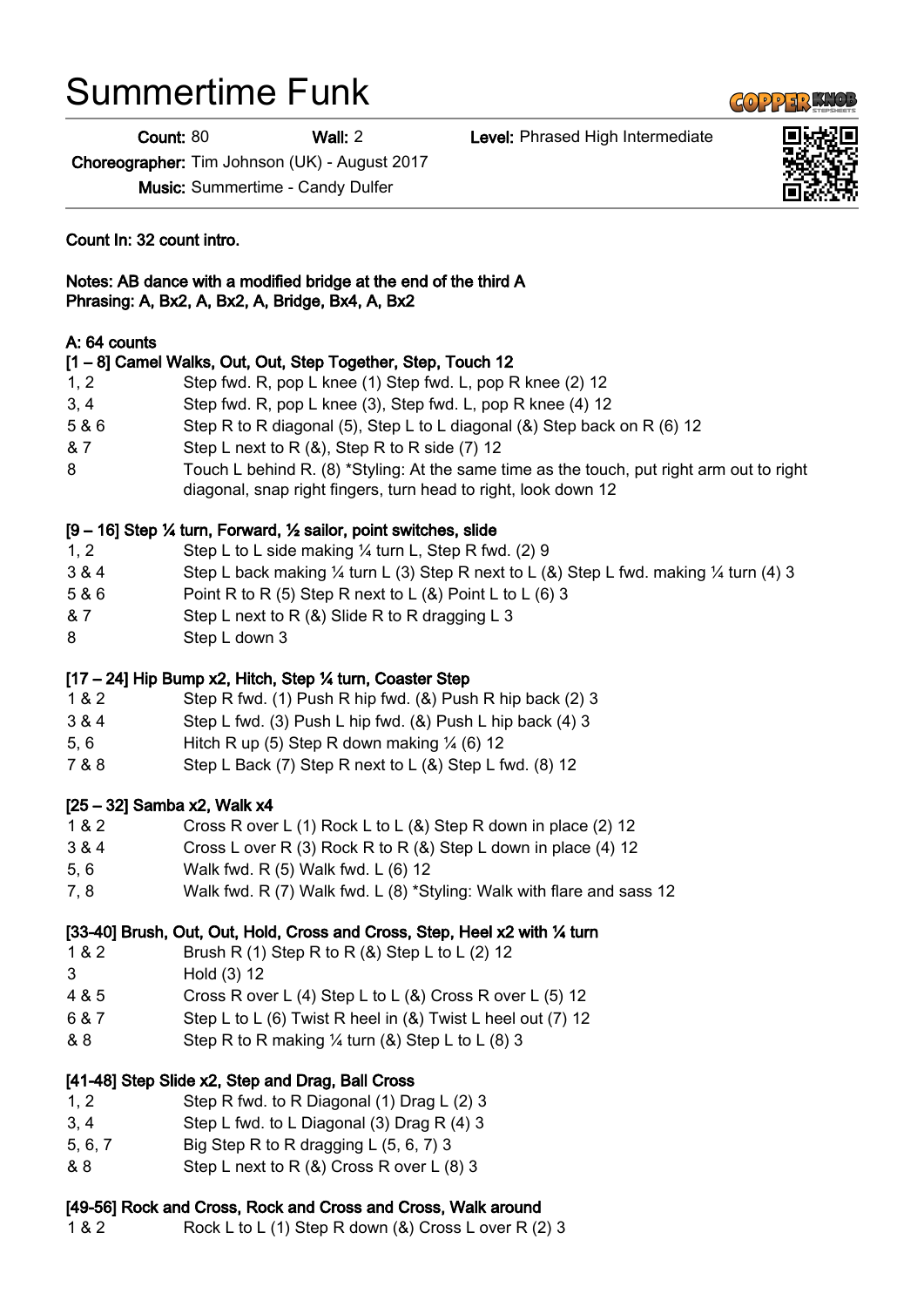# Summertime Funk

**Count:** 80 **Wall:** 2 **Level:** Phrased High Intermediate

**Choreographer:** Tim Johnson (UK) - August 2017

**Music:** Summertime - Candy Dulfer

**Count In: 32 count intro.**

**Notes: AB dance with a modified bridge at the end of the third A**
**Phrasing: A, Bx2, A, Bx2, A, Bridge, Bx4, A, Bx2**

**A: 64 counts**

**[1 – 8] Camel Walks, Out, Out, Step Together, Step, Touch 12**

| | |
|---|---|
| 1, 2 | Step fwd. R, pop L knee (1) Step fwd. L, pop R knee (2) 12 |
| 3, 4 | Step fwd. R, pop L knee (3), Step fwd. L, pop R knee (4) 12 |
| 5 & 6 | Step R to R diagonal (5), Step L to L diagonal (&) Step back on R (6) 12 |
| & 7 | Step L next to R (&), Step R to R side (7) 12 |
| 8 | Touch L behind R. (8) *Styling: At the same time as the touch, put right arm out to right diagonal, snap right fingers, turn head to right, look down 12 |

**[9 – 16] Step ¼ turn, Forward, ½ sailor, point switches, slide**

| | |
|---|---|
| 1, 2 | Step L to L side making ¼ turn L, Step R fwd. (2) 9 |
| 3 & 4 | Step L back making ¼ turn L (3) Step R next to L (&) Step L fwd. making ¼ turn (4) 3 |
| 5 & 6 | Point R to R (5) Step R next to L (&) Point L to L (6) 3 |
| & 7 | Step L next to R (&) Slide R to R dragging L 3 |
| 8 | Step L down 3 |

**[17 – 24] Hip Bump x2, Hitch, Step ¼ turn, Coaster Step**

| | |
|---|---|
| 1 & 2 | Step R fwd. (1) Push R hip fwd. (&) Push R hip back (2) 3 |
| 3 & 4 | Step L fwd. (3) Push L hip fwd. (&) Push L hip back (4) 3 |
| 5, 6 | Hitch R up (5) Step R down making ¼ (6) 12 |
| 7 & 8 | Step L Back (7) Step R next to L (&) Step L fwd. (8) 12 |

**[25 – 32] Samba x2, Walk x4**

| | |
|---|---|
| 1 & 2 | Cross R over L (1) Rock L to L (&) Step R down in place (2) 12 |
| 3 & 4 | Cross L over R (3) Rock R to R (&) Step L down in place (4) 12 |
| 5, 6 | Walk fwd. R (5) Walk fwd. L (6) 12 |
| 7, 8 | Walk fwd. R (7) Walk fwd. L (8) *Styling: Walk with flare and sass 12 |

**[33-40] Brush, Out, Out, Hold, Cross and Cross, Step, Heel x2 with ¼ turn**

| | |
|---|---|
| 1 & 2 | Brush R (1) Step R to R (&) Step L to L (2) 12 |
| 3 | Hold (3) 12 |
| 4 & 5 | Cross R over L (4) Step L to L (&) Cross R over L (5) 12 |
| 6 & 7 | Step L to L (6) Twist R heel in (&) Twist L heel out (7) 12 |
| & 8 | Step R to R making ¼ turn (&) Step L to L (8) 3 |

**[41-48] Step Slide x2, Step and Drag, Ball Cross**

| | |
|---|---|
| 1, 2 | Step R fwd. to R Diagonal (1) Drag L (2) 3 |
| 3, 4 | Step L fwd. to L Diagonal (3) Drag R (4) 3 |
| 5, 6, 7 | Big Step R to R dragging L (5, 6, 7) 3 |
| & 8 | Step L next to R (&) Cross R over L (8) 3 |

**[49-56] Rock and Cross, Rock and Cross and Cross, Walk around**

| | |
|---|---|
| 1 & 2 | Rock L to L (1) Step R down (&) Cross L over R (2) 3 |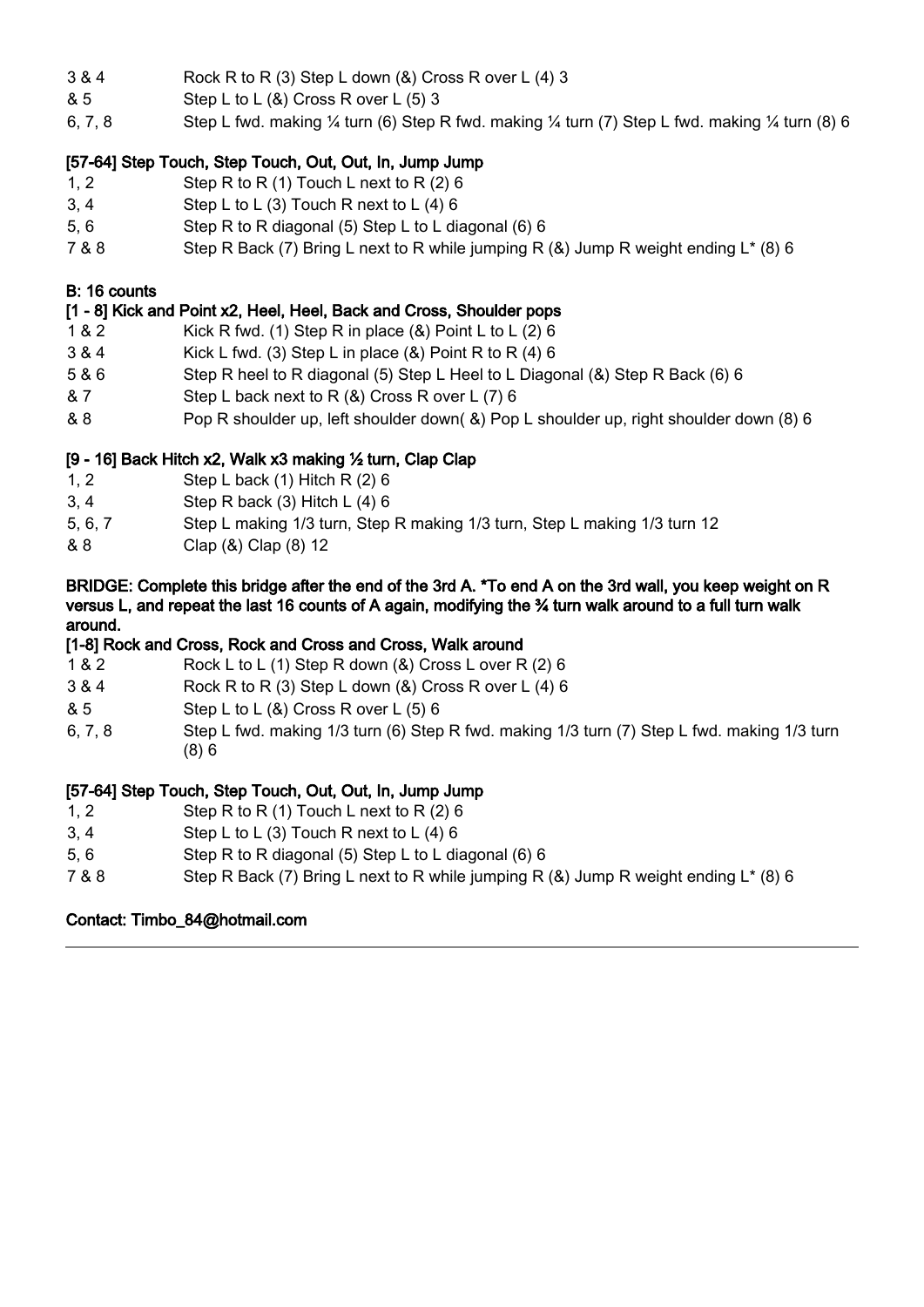| | |
|---|---|
| 3 & 4 | Rock R to R (3) Step L down (&) Cross R over L (4) 3 |
| & 5 | Step L to L (&) Cross R over L (5) 3 |
| 6, 7, 8 | Step L fwd. making ¼ turn (6) Step R fwd. making ¼ turn (7) Step L fwd. making ¼ turn (8) 6 |

**[57-64] Step Touch, Step Touch, Out, Out, In, Jump Jump**

| | |
|---|---|
| 1, 2 | Step R to R (1) Touch L next to R (2) 6 |
| 3, 4 | Step L to L (3) Touch R next to L (4) 6 |
| 5, 6 | Step R to R diagonal (5) Step L to L diagonal (6) 6 |
| 7 & 8 | Step R Back (7) Bring L next to R while jumping R (&) Jump R weight ending L* (8) 6 |

**B: 16 counts**

**[1 - 8] Kick and Point x2, Heel, Heel, Back and Cross, Shoulder pops**

| | |
|---|---|
| 1 & 2 | Kick R fwd. (1) Step R in place (&) Point L to L (2) 6 |
| 3 & 4 | Kick L fwd. (3) Step L in place (&) Point R to R (4) 6 |
| 5 & 6 | Step R heel to R diagonal (5) Step L Heel to L Diagonal (&) Step R Back (6) 6 |
| & 7 | Step L back next to R (&) Cross R over L (7) 6 |
| & 8 | Pop R shoulder up, left shoulder down( &) Pop L shoulder up, right shoulder down (8) 6 |

**[9 - 16] Back Hitch x2, Walk x3 making ½ turn, Clap Clap**

| | |
|---|---|
| 1, 2 | Step L back (1) Hitch R (2) 6 |
| 3, 4 | Step R back (3) Hitch L (4) 6 |
| 5, 6, 7 | Step L making 1/3 turn, Step R making 1/3 turn, Step L making 1/3 turn 12 |
| & 8 | Clap (&) Clap (8) 12 |

**BRIDGE: Complete this bridge after the end of the 3rd A. *To end A on the 3rd wall, you keep weight on R versus L, and repeat the last 16 counts of A again, modifying the ¾ turn walk around to a full turn walk around.**

**[1-8] Rock and Cross, Rock and Cross and Cross, Walk around**

| | |
|---|---|
| 1 & 2 | Rock L to L (1) Step R down (&) Cross L over R (2) 6 |
| 3 & 4 | Rock R to R (3) Step L down (&) Cross R over L (4) 6 |
| & 5 | Step L to L (&) Cross R over L (5) 6 |
| 6, 7, 8 | Step L fwd. making 1/3 turn (6) Step R fwd. making 1/3 turn (7) Step L fwd. making 1/3 turn (8) 6 |

**[57-64] Step Touch, Step Touch, Out, Out, In, Jump Jump**

| | |
|---|---|
| 1, 2 | Step R to R (1) Touch L next to R (2) 6 |
| 3, 4 | Step L to L (3) Touch R next to L (4) 6 |
| 5, 6 | Step R to R diagonal (5) Step L to L diagonal (6) 6 |
| 7 & 8 | Step R Back (7) Bring L next to R while jumping R (&) Jump R weight ending L* (8) 6 |

**Contact: Timbo_84@hotmail.com**